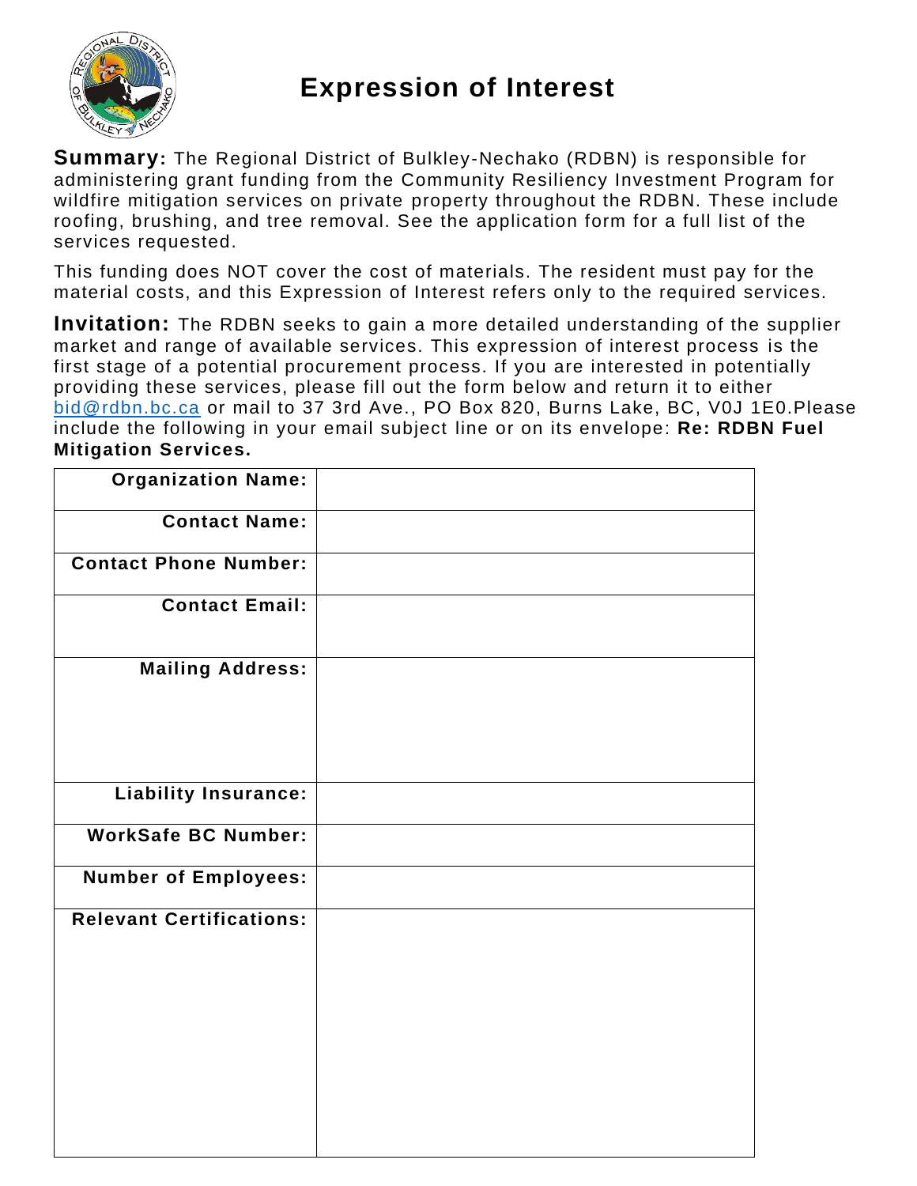# Expression of Interest

**Summary:** The Regional District of Bulkley-Nechako (RDBN) is responsible for administering grant funding from the Community Resiliency Investment Program for wildfire mitigation services on private property throughout the RDBN. These include roofing, brushing, and tree removal. See the application form for a full list of the services requested.

This funding does NOT cover the cost of materials. The resident must pay for the material costs, and this Expression of Interest refers only to the required services.

**Invitation:** The RDBN seeks to gain a more detailed understanding of the supplier market and range of available services. This expression of interest process is the first stage of a potential procurement process. If you are interested in potentially providing these services, please fill out the form below and return it to either bid@rdbn.bc.ca or mail to 37 3rd Ave., PO Box 820, Burns Lake, BC, V0J 1E0.Please include the following in your email subject line or on its envelope: **Re: RDBN Fuel Mitigation Services.**

| | |
|---|---|
| **Organization Name:** | |
| **Contact Name:** | |
| **Contact Phone Number:** | |
| **Contact Email:** | |
| **Mailing Address:** | |
| **Liability Insurance:** | |
| **WorkSafe BC Number:** | |
| **Number of Employees:** | |
| **Relevant Certifications:** | |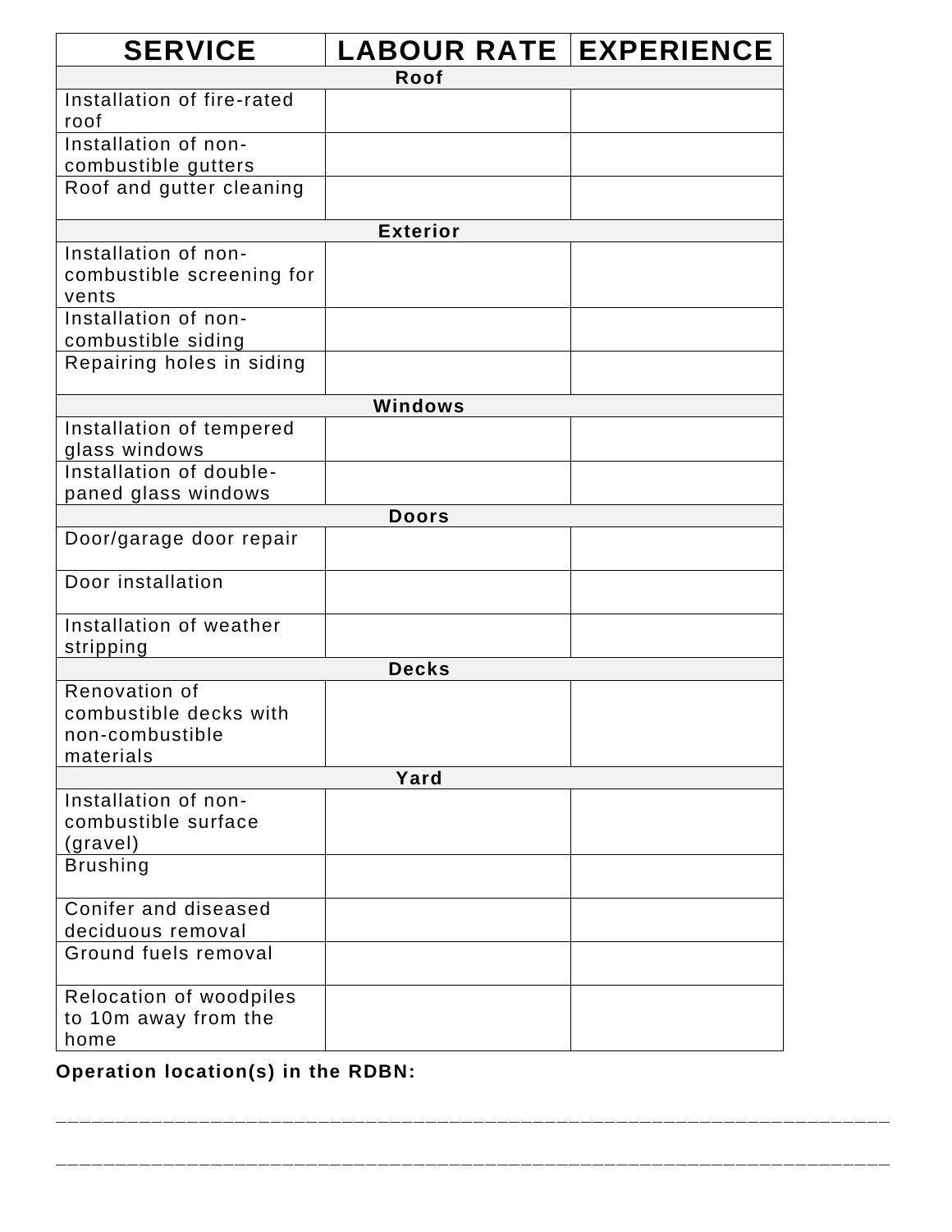| SERVICE | LABOUR RATE | EXPERIENCE |
|---|---|---|
| **Roof** | | |
| Installation of fire-rated roof | | |
| Installation of non-combustible gutters | | |
| Roof and gutter cleaning | | |
| **Exterior** | | |
| Installation of non-combustible screening for vents | | |
| Installation of non-combustible siding | | |
| Repairing holes in siding | | |
| **Windows** | | |
| Installation of tempered glass windows | | |
| Installation of double-paned glass windows | | |
| **Doors** | | |
| Door/garage door repair | | |
| Door installation | | |
| Installation of weather stripping | | |
| **Decks** | | |
| Renovation of combustible decks with non-combustible materials | | |
| **Yard** | | |
| Installation of non-combustible surface (gravel) | | |
| Brushing | | |
| Conifer and diseased deciduous removal | | |
| Ground fuels removal | | |
| Relocation of woodpiles to 10m away from the home | | |

**Operation location(s) in the RDBN:**

_______________________________________________________________________

_______________________________________________________________________